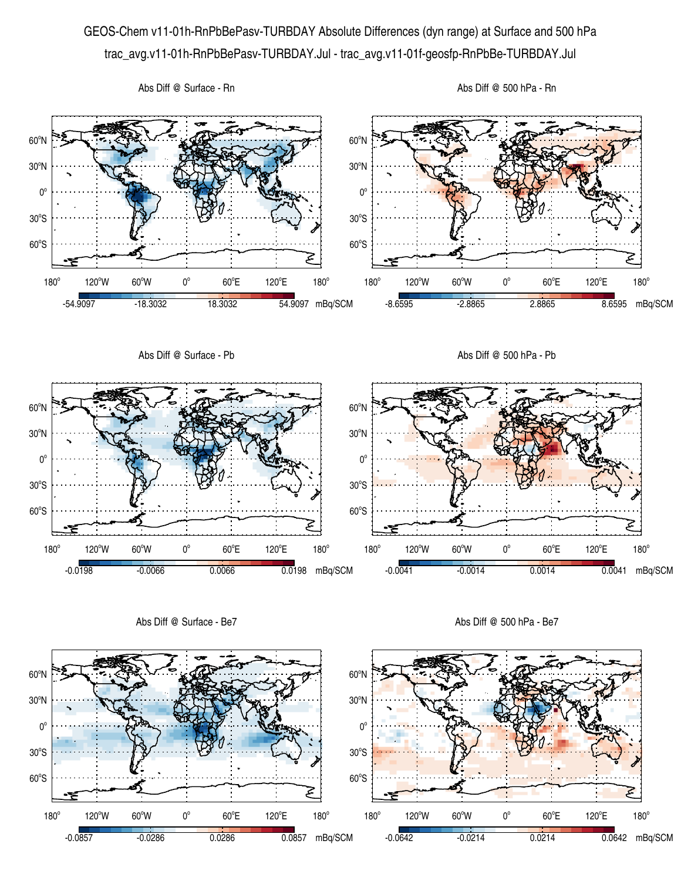# GEOS-Chem v11-01h-RnPbBePasv-TURBDAY Absolute Differences (dyn range) at Surface and 500 hPa

trac_avg.v11-01h-RnPbBePasv-TURBDAY.Jul - trac_avg.v11-01f-geosfp-RnPbBe-TURBDAY.Jul

Abs Diff @ Surface - Rn

Colorbar: -54.9097, -18.3032, 18.3032, 54.9097 mBq/SCM

Abs Diff @ 500 hPa - Rn

Colorbar: -8.6595, -2.8865, 2.8865, 8.6595 mBq/SCM

Abs Diff @ Surface - Pb

Colorbar: -0.0198, -0.0066, 0.0066, 0.0198 mBq/SCM

Abs Diff @ 500 hPa - Pb

Colorbar: -0.0041, -0.0014, 0.0014, 0.0041 mBq/SCM

Abs Diff @ Surface - Be7

Colorbar: -0.0857, -0.0286, 0.0286, 0.0857 mBq/SCM

Abs Diff @ 500 hPa - Be7

Colorbar: -0.0642, -0.0214, 0.0214, 0.0642 mBq/SCM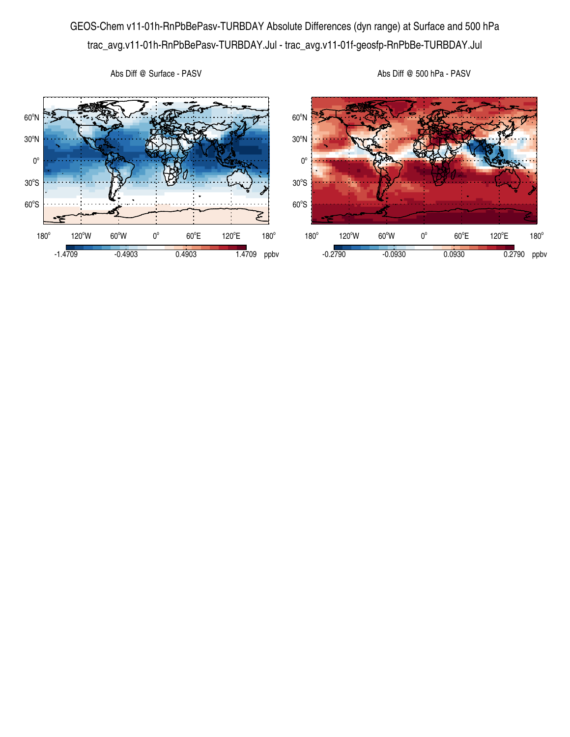GEOS-Chem v11-01h-RnPbBePasv-TURBDAY Absolute Differences (dyn range) at Surface and 500 hPa

trac_avg.v11-01h-RnPbBePasv-TURBDAY.Jul - trac_avg.v11-01f-geosfp-RnPbBe-TURBDAY.Jul

Abs Diff @ Surface - PASV

60°N
30°N
0°
30°S
60°S

180° 120°W 60°W 0° 60°E 120°E 180°

-1.4709 -0.4903 0.4903 1.4709 ppbv

Abs Diff @ 500 hPa - PASV

60°N
30°N
0°
30°S
60°S

180° 120°W 60°W 0° 60°E 120°E 180°

-0.2790 -0.0930 0.0930 0.2790 ppbv